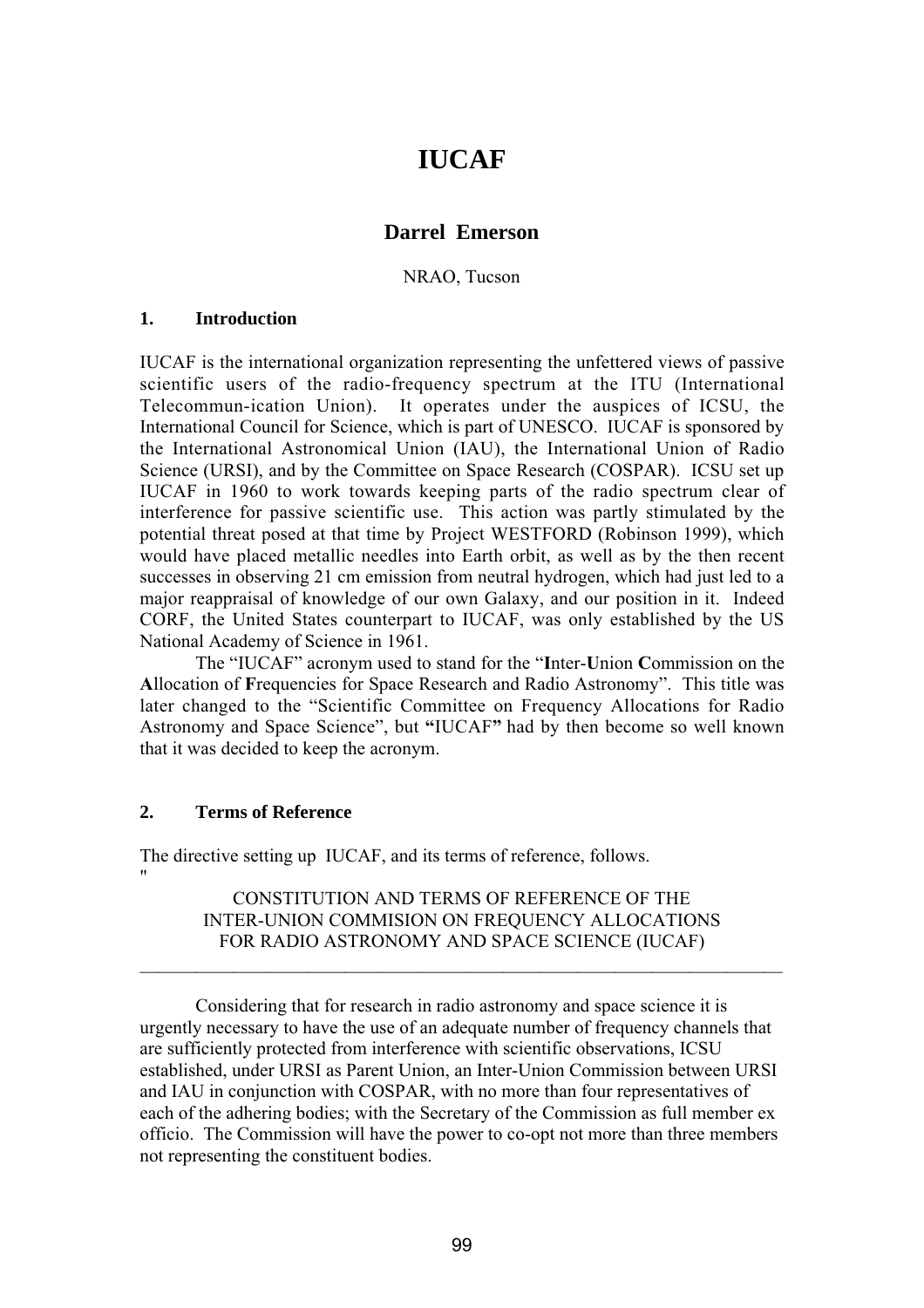# IUCAF

## Darrel Emerson

NRAO, Tucson

### 1. Introduction

IUCAF is the international organization representing the unfettered views of passive scientific users of the radio-frequency spectrum at the ITU (International Telecommun-ication Union). It operates under the auspices of ICSU, the International Council for Science, which is part of UNESCO. IUCAF is sponsored by the International Astronomical Union (IAU), the International Union of Radio Science (URSI), and by the Committee on Space Research (COSPAR). ICSU set up IUCAF in 1960 to work towards keeping parts of the radio spectrum clear of interference for passive scientific use. This action was partly stimulated by the potential threat posed at that time by Project WESTFORD (Robinson 1999), which would have placed metallic needles into Earth orbit, as well as by the then recent successes in observing 21 cm emission from neutral hydrogen, which had just led to a major reappraisal of knowledge of our own Galaxy, and our position in it. Indeed CORF, the United States counterpart to IUCAF, was only established by the US National Academy of Science in 1961.

The "IUCAF" acronym used to stand for the "**I**nter-**U**nion **C**ommission on the **A**llocation of **F**requencies for Space Research and Radio Astronomy". This title was later changed to the "Scientific Committee on Frequency Allocations for Radio Astronomy and Space Science", but **"**IUCAF**"** had by then become so well known that it was decided to keep the acronym.

### 2. Terms of Reference

The directive setting up IUCAF, and its terms of reference, follows.

"

CONSTITUTION AND TERMS OF REFERENCE OF THE INTER-UNION COMMISION ON FREQUENCY ALLOCATIONS FOR RADIO ASTRONOMY AND SPACE SCIENCE (IUCAF)

---

Considering that for research in radio astronomy and space science it is urgently necessary to have the use of an adequate number of frequency channels that are sufficiently protected from interference with scientific observations, ICSU established, under URSI as Parent Union, an Inter-Union Commission between URSI and IAU in conjunction with COSPAR, with no more than four representatives of each of the adhering bodies; with the Secretary of the Commission as full member ex officio. The Commission will have the power to co-opt not more than three members not representing the constituent bodies.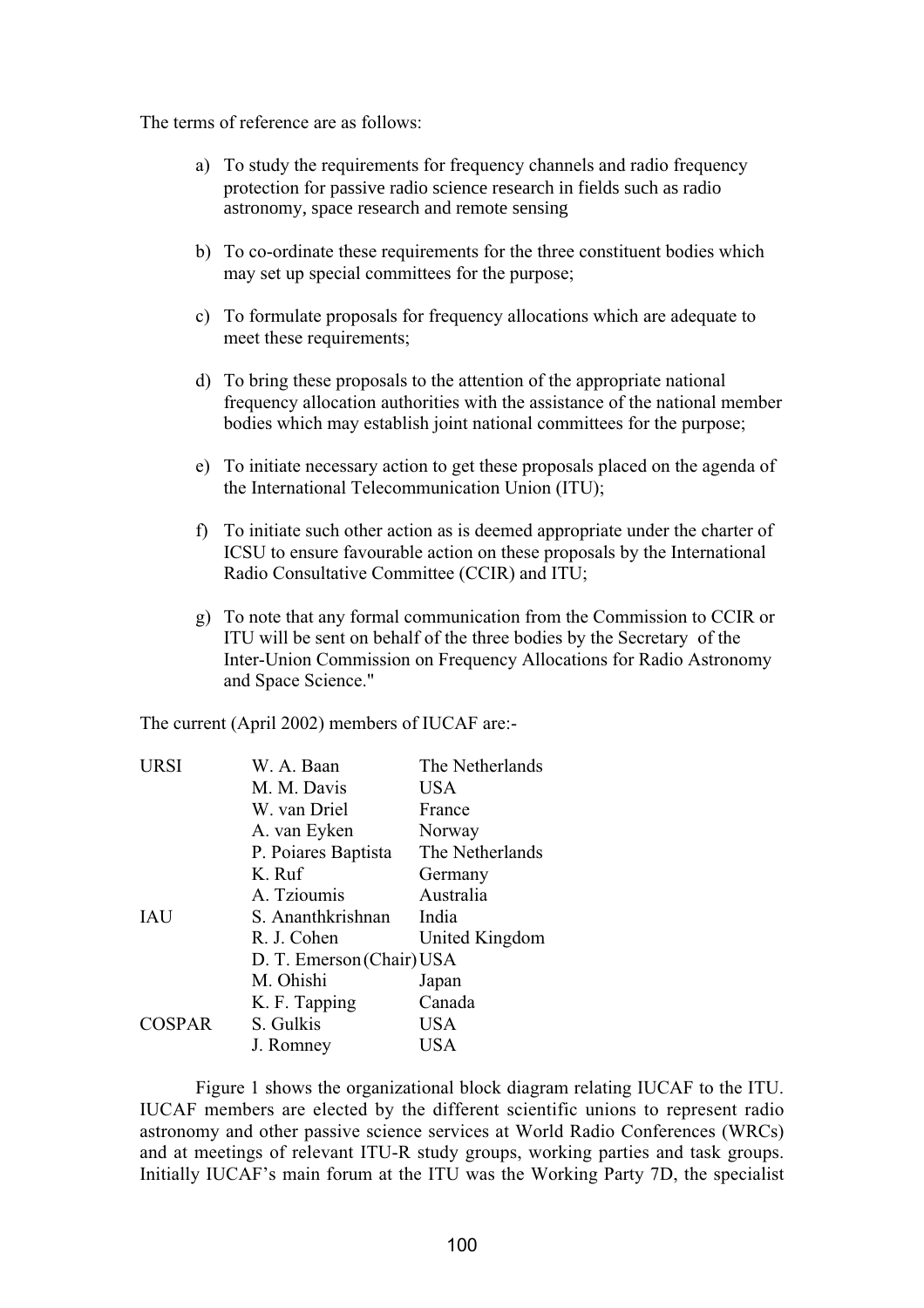The terms of reference are as follows:

a) To study the requirements for frequency channels and radio frequency protection for passive radio science research in fields such as radio astronomy, space research and remote sensing

b) To co-ordinate these requirements for the three constituent bodies which may set up special committees for the purpose;

c) To formulate proposals for frequency allocations which are adequate to meet these requirements;

d) To bring these proposals to the attention of the appropriate national frequency allocation authorities with the assistance of the national member bodies which may establish joint national committees for the purpose;

e) To initiate necessary action to get these proposals placed on the agenda of the International Telecommunication Union (ITU);

f) To initiate such other action as is deemed appropriate under the charter of ICSU to ensure favourable action on these proposals by the International Radio Consultative Committee (CCIR) and ITU;

g) To note that any formal communication from the Commission to CCIR or ITU will be sent on behalf of the three bodies by the Secretary of the Inter-Union Commission on Frequency Allocations for Radio Astronomy and Space Science."

The current (April 2002) members of IUCAF are:-

| | | |
|---|---|---|
| URSI | W. A. Baan | The Netherlands |
| | M. M. Davis | USA |
| | W. van Driel | France |
| | A. van Eyken | Norway |
| | P. Poiares Baptista | The Netherlands |
| | K. Ruf | Germany |
| | A. Tzioumis | Australia |
| IAU | S. Ananthkrishnan | India |
| | R. J. Cohen | United Kingdom |
| | D. T. Emerson (Chair) | USA |
| | M. Ohishi | Japan |
| | K. F. Tapping | Canada |
| COSPAR | S. Gulkis | USA |
| | J. Romney | USA |

Figure 1 shows the organizational block diagram relating IUCAF to the ITU. IUCAF members are elected by the different scientific unions to represent radio astronomy and other passive science services at World Radio Conferences (WRCs) and at meetings of relevant ITU-R study groups, working parties and task groups. Initially IUCAF's main forum at the ITU was the Working Party 7D, the specialist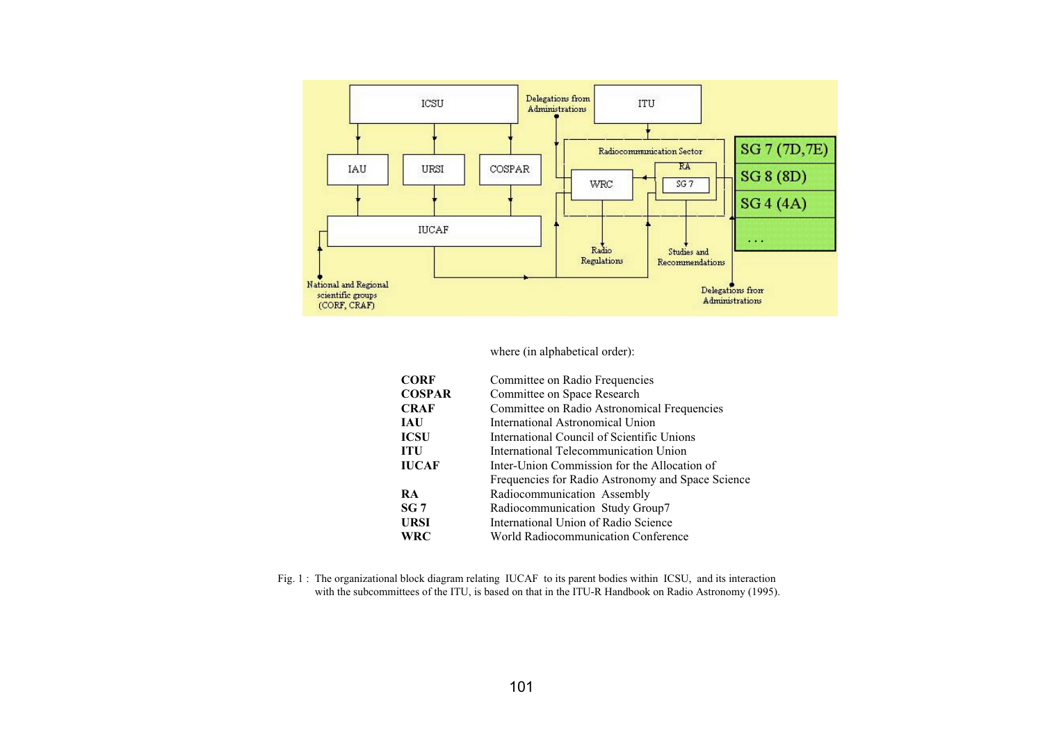where (in alphabetical order):

| | |
|---|---|
| **CORF** | Committee on Radio Frequencies |
| **COSPAR** | Committee on Space Research |
| **CRAF** | Committee on Radio Astronomical Frequencies |
| **IAU** | International Astronomical Union |
| **ICSU** | International Council of Scientific Unions |
| **ITU** | International Telecommunication Union |
| **IUCAF** | Inter-Union Commission for the Allocation of Frequencies for Radio Astronomy and Space Science |
| **RA** | Radiocommunication Assembly |
| **SG 7** | Radiocommunication Study Group7 |
| **URSI** | International Union of Radio Science |
| **WRC** | World Radiocommunication Conference |

Fig. 1 : The organizational block diagram relating IUCAF to its parent bodies within ICSU, and its interaction with the subcommittees of the ITU, is based on that in the ITU-R Handbook on Radio Astronomy (1995).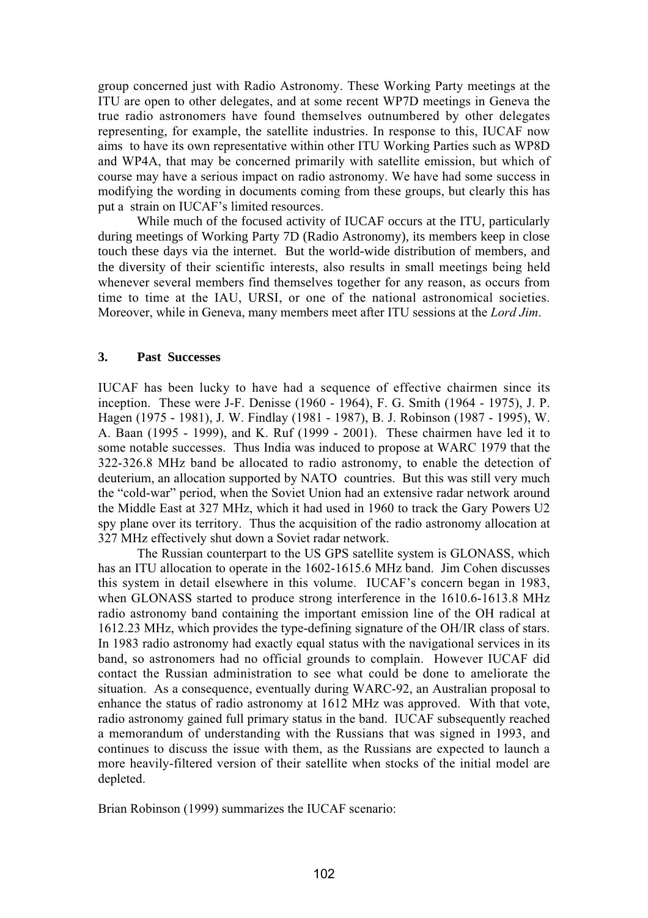group concerned just with Radio Astronomy. These Working Party meetings at the ITU are open to other delegates, and at some recent WP7D meetings in Geneva the true radio astronomers have found themselves outnumbered by other delegates representing, for example, the satellite industries. In response to this, IUCAF now aims to have its own representative within other ITU Working Parties such as WP8D and WP4A, that may be concerned primarily with satellite emission, but which of course may have a serious impact on radio astronomy. We have had some success in modifying the wording in documents coming from these groups, but clearly this has put a strain on IUCAF's limited resources.

While much of the focused activity of IUCAF occurs at the ITU, particularly during meetings of Working Party 7D (Radio Astronomy), its members keep in close touch these days via the internet. But the world-wide distribution of members, and the diversity of their scientific interests, also results in small meetings being held whenever several members find themselves together for any reason, as occurs from time to time at the IAU, URSI, or one of the national astronomical societies. Moreover, while in Geneva, many members meet after ITU sessions at the *Lord Jim*.

### 3. Past Successes

IUCAF has been lucky to have had a sequence of effective chairmen since its inception. These were J-F. Denisse (1960 - 1964), F. G. Smith (1964 - 1975), J. P. Hagen (1975 - 1981), J. W. Findlay (1981 - 1987), B. J. Robinson (1987 - 1995), W. A. Baan (1995 - 1999), and K. Ruf (1999 - 2001). These chairmen have led it to some notable successes. Thus India was induced to propose at WARC 1979 that the 322-326.8 MHz band be allocated to radio astronomy, to enable the detection of deuterium, an allocation supported by NATO countries. But this was still very much the "cold-war" period, when the Soviet Union had an extensive radar network around the Middle East at 327 MHz, which it had used in 1960 to track the Gary Powers U2 spy plane over its territory. Thus the acquisition of the radio astronomy allocation at 327 MHz effectively shut down a Soviet radar network.

The Russian counterpart to the US GPS satellite system is GLONASS, which has an ITU allocation to operate in the 1602-1615.6 MHz band. Jim Cohen discusses this system in detail elsewhere in this volume. IUCAF's concern began in 1983, when GLONASS started to produce strong interference in the 1610.6-1613.8 MHz radio astronomy band containing the important emission line of the OH radical at 1612.23 MHz, which provides the type-defining signature of the OH/IR class of stars. In 1983 radio astronomy had exactly equal status with the navigational services in its band, so astronomers had no official grounds to complain. However IUCAF did contact the Russian administration to see what could be done to ameliorate the situation. As a consequence, eventually during WARC-92, an Australian proposal to enhance the status of radio astronomy at 1612 MHz was approved. With that vote, radio astronomy gained full primary status in the band. IUCAF subsequently reached a memorandum of understanding with the Russians that was signed in 1993, and continues to discuss the issue with them, as the Russians are expected to launch a more heavily-filtered version of their satellite when stocks of the initial model are depleted.

Brian Robinson (1999) summarizes the IUCAF scenario: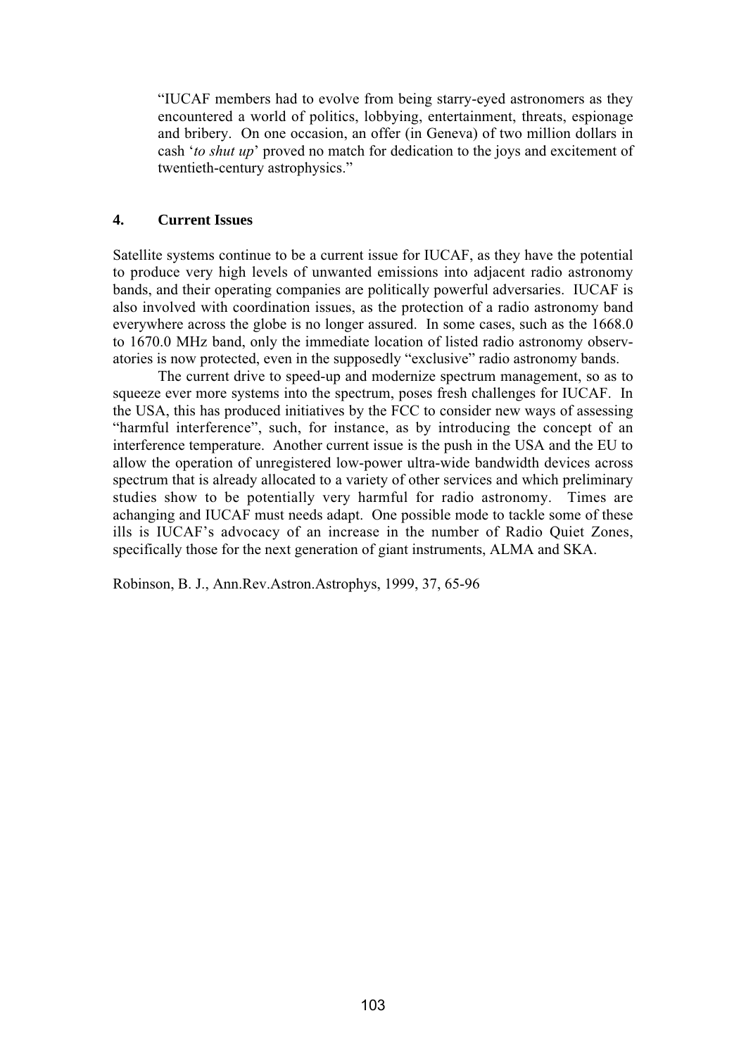> "IUCAF members had to evolve from being starry-eyed astronomers as they encountered a world of politics, lobbying, entertainment, threats, espionage and bribery. On one occasion, an offer (in Geneva) of two million dollars in cash '*to shut up*' proved no match for dedication to the joys and excitement of twentieth-century astrophysics."

## 4. Current Issues

Satellite systems continue to be a current issue for IUCAF, as they have the potential to produce very high levels of unwanted emissions into adjacent radio astronomy bands, and their operating companies are politically powerful adversaries. IUCAF is also involved with coordination issues, as the protection of a radio astronomy band everywhere across the globe is no longer assured. In some cases, such as the 1668.0 to 1670.0 MHz band, only the immediate location of listed radio astronomy observatories is now protected, even in the supposedly "exclusive" radio astronomy bands.

The current drive to speed-up and modernize spectrum management, so as to squeeze ever more systems into the spectrum, poses fresh challenges for IUCAF. In the USA, this has produced initiatives by the FCC to consider new ways of assessing "harmful interference", such, for instance, as by introducing the concept of an interference temperature. Another current issue is the push in the USA and the EU to allow the operation of unregistered low-power ultra-wide bandwidth devices across spectrum that is already allocated to a variety of other services and which preliminary studies show to be potentially very harmful for radio astronomy. Times are achanging and IUCAF must needs adapt. One possible mode to tackle some of these ills is IUCAF's advocacy of an increase in the number of Radio Quiet Zones, specifically those for the next generation of giant instruments, ALMA and SKA.

Robinson, B. J., Ann.Rev.Astron.Astrophys, 1999, 37, 65-96